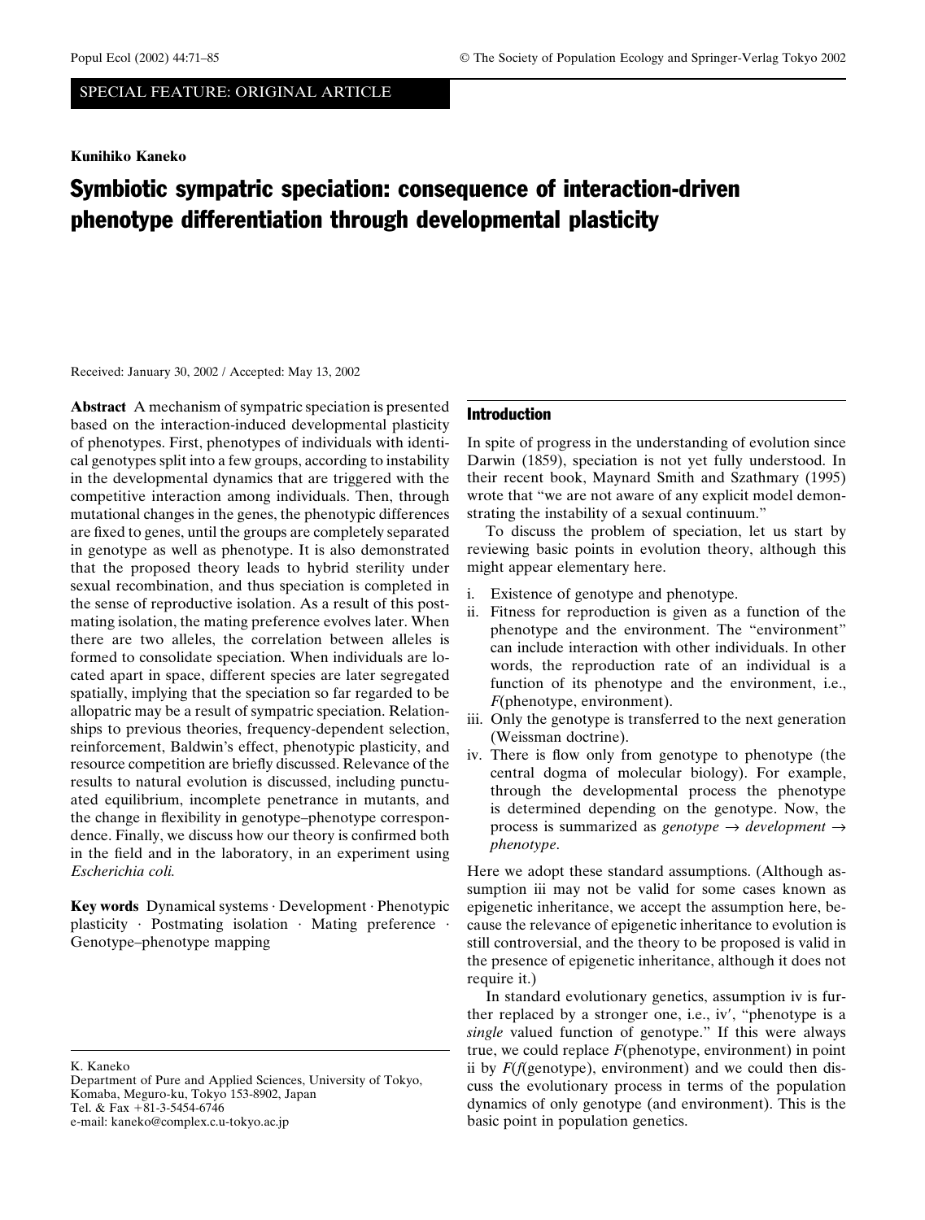SPECIAL FEATURE: ORIGINAL ARTICLE

**Kunihiko Kaneko**

# Symbiotic sympatric speciation: consequence of interaction-driven phenotype differentiation through developmental plasticity

Received: January 30, 2002 / Accepted: May 13, 2002

**Abstract** A mechanism of sympatric speciation is presented based on the interaction-induced developmental plasticity of phenotypes. First, phenotypes of individuals with identical genotypes split into a few groups, according to instability in the developmental dynamics that are triggered with the competitive interaction among individuals. Then, through mutational changes in the genes, the phenotypic differences are fixed to genes, until the groups are completely separated in genotype as well as phenotype. It is also demonstrated that the proposed theory leads to hybrid sterility under sexual recombination, and thus speciation is completed in the sense of reproductive isolation. As a result of this postmating isolation, the mating preference evolves later. When there are two alleles, the correlation between alleles is formed to consolidate speciation. When individuals are located apart in space, different species are later segregated spatially, implying that the speciation so far regarded to be allopatric may be a result of sympatric speciation. Relationships to previous theories, frequency-dependent selection, reinforcement, Baldwin's effect, phenotypic plasticity, and resource competition are briefly discussed. Relevance of the results to natural evolution is discussed, including punctuated equilibrium, incomplete penetrance in mutants, and the change in flexibility in genotype–phenotype correspondence. Finally, we discuss how our theory is confirmed both in the field and in the laboratory, in an experiment using *Escherichia coli.*

**Key words** Dynamical systems · Development · Phenotypic plasticity · Postmating isolation · Mating preference · Genotype–phenotype mapping

K. Kaneko
Department of Pure and Applied Sciences, University of Tokyo, Komaba, Meguro-ku, Tokyo 153-8902, Japan
Tel. & Fax +81-3-5454-6746
e-mail: kaneko@complex.c.u-tokyo.ac.jp

## Introduction

In spite of progress in the understanding of evolution since Darwin (1859), speciation is not yet fully understood. In their recent book, Maynard Smith and Szathmary (1995) wrote that "we are not aware of any explicit model demonstrating the instability of a sexual continuum."

To discuss the problem of speciation, let us start by reviewing basic points in evolution theory, although this might appear elementary here.

i. Existence of genotype and phenotype.
ii. Fitness for reproduction is given as a function of the phenotype and the environment. The "environment" can include interaction with other individuals. In other words, the reproduction rate of an individual is a function of its phenotype and the environment, i.e., *F*(phenotype, environment).
iii. Only the genotype is transferred to the next generation (Weissman doctrine).
iv. There is flow only from genotype to phenotype (the central dogma of molecular biology). For example, through the developmental process the phenotype is determined depending on the genotype. Now, the process is summarized as *genotype* $\rightarrow$ *development* $\rightarrow$ *phenotype*.

Here we adopt these standard assumptions. (Although assumption iii may not be valid for some cases known as epigenetic inheritance, we accept the assumption here, because the relevance of epigenetic inheritance to evolution is still controversial, and the theory to be proposed is valid in the presence of epigenetic inheritance, although it does not require it.)

In standard evolutionary genetics, assumption iv is further replaced by a stronger one, i.e., iv′, "phenotype is a *single* valued function of genotype." If this were always true, we could replace *F*(phenotype, environment) in point ii by *F*(*f*(genotype), environment) and we could then discuss the evolutionary process in terms of the population dynamics of only genotype (and environment). This is the basic point in population genetics.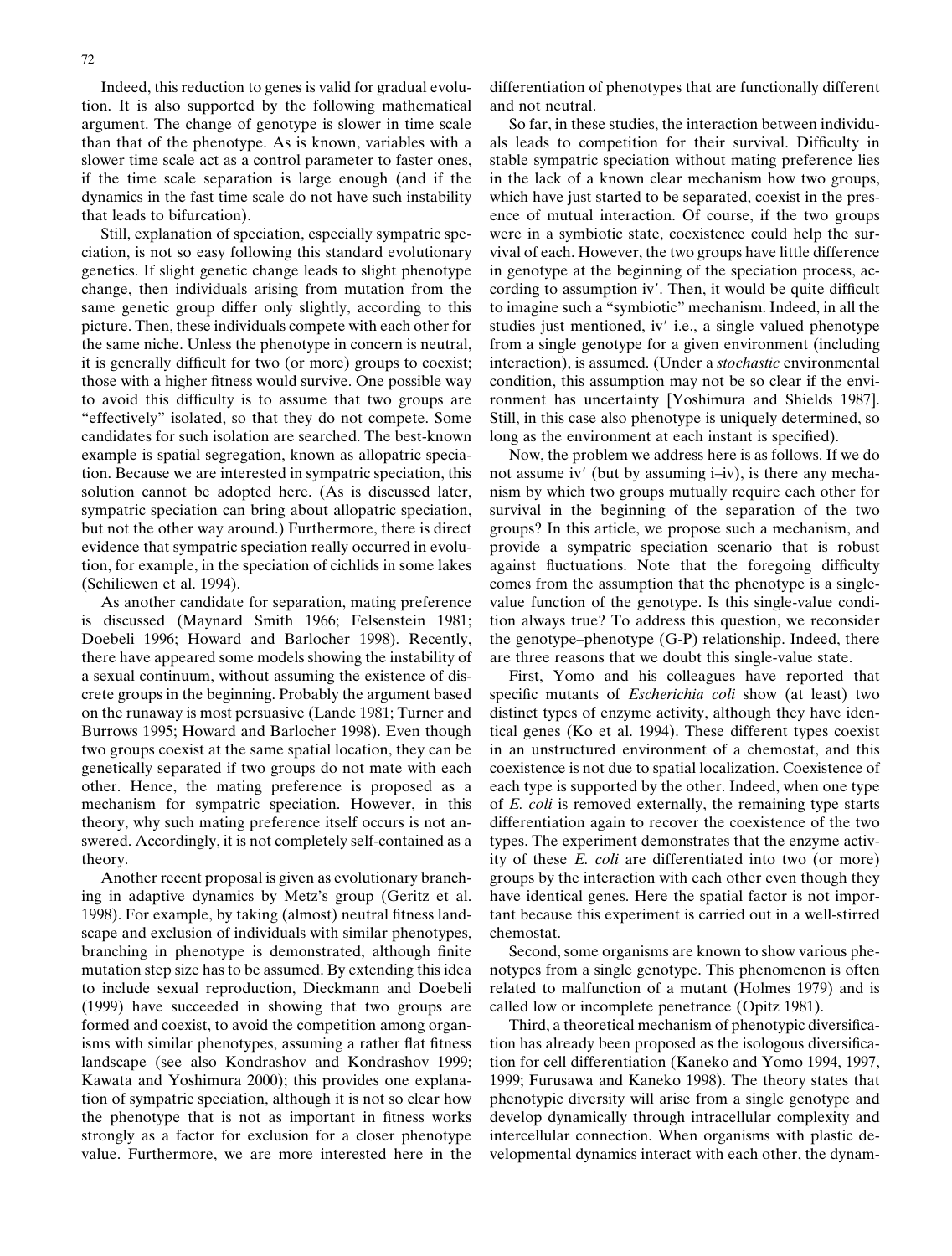Indeed, this reduction to genes is valid for gradual evolution. It is also supported by the following mathematical argument. The change of genotype is slower in time scale than that of the phenotype. As is known, variables with a slower time scale act as a control parameter to faster ones, if the time scale separation is large enough (and if the dynamics in the fast time scale do not have such instability that leads to bifurcation).

Still, explanation of speciation, especially sympatric speciation, is not so easy following this standard evolutionary genetics. If slight genetic change leads to slight phenotype change, then individuals arising from mutation from the same genetic group differ only slightly, according to this picture. Then, these individuals compete with each other for the same niche. Unless the phenotype in concern is neutral, it is generally difficult for two (or more) groups to coexist; those with a higher fitness would survive. One possible way to avoid this difficulty is to assume that two groups are "effectively" isolated, so that they do not compete. Some candidates for such isolation are searched. The best-known example is spatial segregation, known as allopatric speciation. Because we are interested in sympatric speciation, this solution cannot be adopted here. (As is discussed later, sympatric speciation can bring about allopatric speciation, but not the other way around.) Furthermore, there is direct evidence that sympatric speciation really occurred in evolution, for example, in the speciation of cichlids in some lakes (Schiliewen et al. 1994).

As another candidate for separation, mating preference is discussed (Maynard Smith 1966; Felsenstein 1981; Doebeli 1996; Howard and Barlocher 1998). Recently, there have appeared some models showing the instability of a sexual continuum, without assuming the existence of discrete groups in the beginning. Probably the argument based on the runaway is most persuasive (Lande 1981; Turner and Burrows 1995; Howard and Barlocher 1998). Even though two groups coexist at the same spatial location, they can be genetically separated if two groups do not mate with each other. Hence, the mating preference is proposed as a mechanism for sympatric speciation. However, in this theory, why such mating preference itself occurs is not answered. Accordingly, it is not completely self-contained as a theory.

Another recent proposal is given as evolutionary branching in adaptive dynamics by Metz's group (Geritz et al. 1998). For example, by taking (almost) neutral fitness landscape and exclusion of individuals with similar phenotypes, branching in phenotype is demonstrated, although finite mutation step size has to be assumed. By extending this idea to include sexual reproduction, Dieckmann and Doebeli (1999) have succeeded in showing that two groups are formed and coexist, to avoid the competition among organisms with similar phenotypes, assuming a rather flat fitness landscape (see also Kondrashov and Kondrashov 1999; Kawata and Yoshimura 2000); this provides one explanation of sympatric speciation, although it is not so clear how the phenotype that is not as important in fitness works strongly as a factor for exclusion for a closer phenotype value. Furthermore, we are more interested here in the differentiation of phenotypes that are functionally different and not neutral.

So far, in these studies, the interaction between individuals leads to competition for their survival. Difficulty in stable sympatric speciation without mating preference lies in the lack of a known clear mechanism how two groups, which have just started to be separated, coexist in the presence of mutual interaction. Of course, if the two groups were in a symbiotic state, coexistence could help the survival of each. However, the two groups have little difference in genotype at the beginning of the speciation process, according to assumption iv′. Then, it would be quite difficult to imagine such a "symbiotic" mechanism. Indeed, in all the studies just mentioned, iv′ i.e., a single valued phenotype from a single genotype for a given environment (including interaction), is assumed. (Under a *stochastic* environmental condition, this assumption may not be so clear if the environment has uncertainty [Yoshimura and Shields 1987]. Still, in this case also phenotype is uniquely determined, so long as the environment at each instant is specified).

Now, the problem we address here is as follows. If we do not assume iv′ (but by assuming i–iv), is there any mechanism by which two groups mutually require each other for survival in the beginning of the separation of the two groups? In this article, we propose such a mechanism, and provide a sympatric speciation scenario that is robust against fluctuations. Note that the foregoing difficulty comes from the assumption that the phenotype is a single-value function of the genotype. Is this single-value condition always true? To address this question, we reconsider the genotype–phenotype (G-P) relationship. Indeed, there are three reasons that we doubt this single-value state.

First, Yomo and his colleagues have reported that specific mutants of *Escherichia coli* show (at least) two distinct types of enzyme activity, although they have identical genes (Ko et al. 1994). These different types coexist in an unstructured environment of a chemostat, and this coexistence is not due to spatial localization. Coexistence of each type is supported by the other. Indeed, when one type of *E. coli* is removed externally, the remaining type starts differentiation again to recover the coexistence of the two types. The experiment demonstrates that the enzyme activity of these *E. coli* are differentiated into two (or more) groups by the interaction with each other even though they have identical genes. Here the spatial factor is not important because this experiment is carried out in a well-stirred chemostat.

Second, some organisms are known to show various phenotypes from a single genotype. This phenomenon is often related to malfunction of a mutant (Holmes 1979) and is called low or incomplete penetrance (Opitz 1981).

Third, a theoretical mechanism of phenotypic diversification has already been proposed as the isologous diversification for cell differentiation (Kaneko and Yomo 1994, 1997, 1999; Furusawa and Kaneko 1998). The theory states that phenotypic diversity will arise from a single genotype and develop dynamically through intracellular complexity and intercellular connection. When organisms with plastic developmental dynamics interact with each other, the dynam-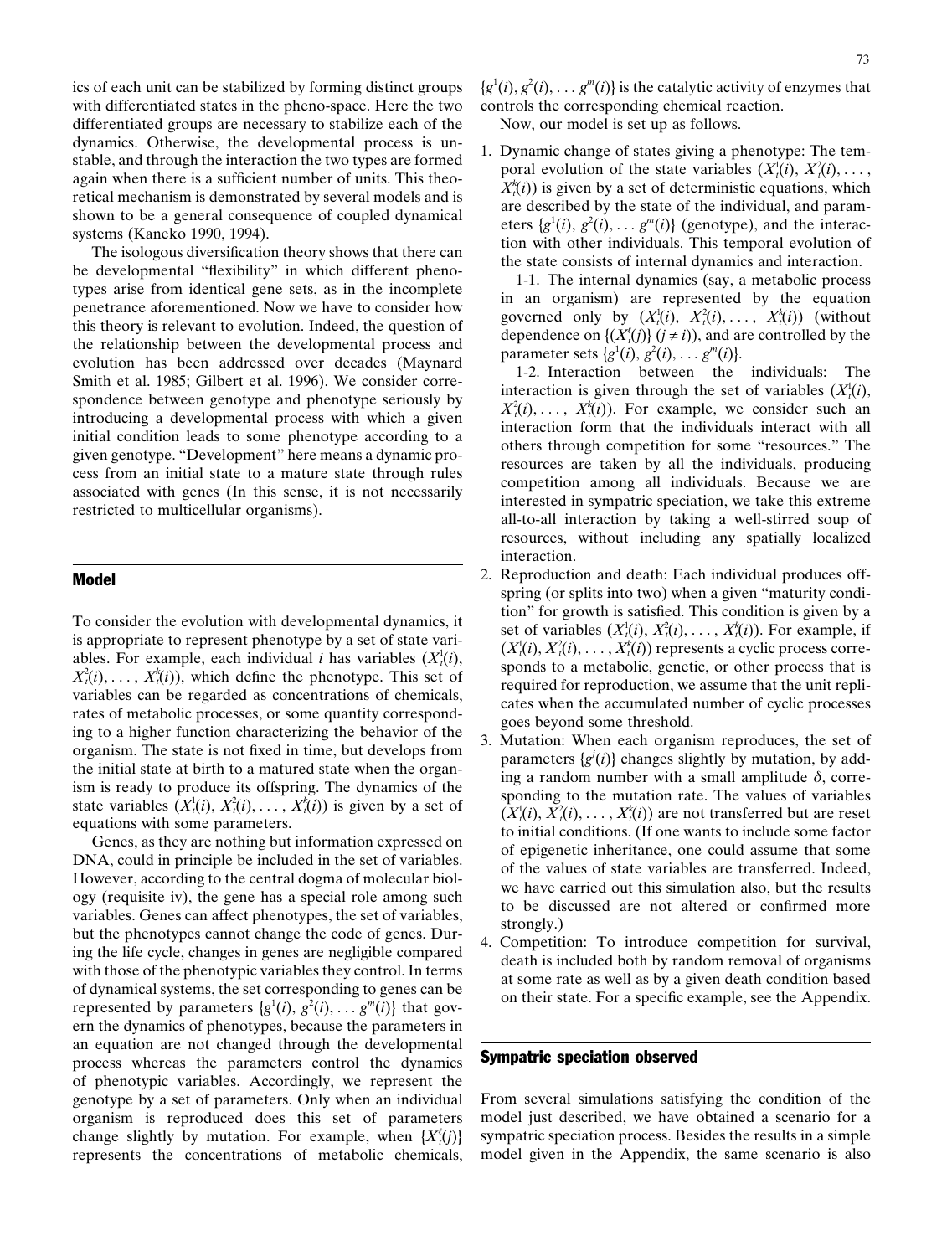ics of each unit can be stabilized by forming distinct groups with differentiated states in the pheno-space. Here the two differentiated groups are necessary to stabilize each of the dynamics. Otherwise, the developmental process is unstable, and through the interaction the two types are formed again when there is a sufficient number of units. This theoretical mechanism is demonstrated by several models and is shown to be a general consequence of coupled dynamical systems (Kaneko 1990, 1994).

The isologous diversification theory shows that there can be developmental "flexibility" in which different phenotypes arise from identical gene sets, as in the incomplete penetrance aforementioned. Now we have to consider how this theory is relevant to evolution. Indeed, the question of the relationship between the developmental process and evolution has been addressed over decades (Maynard Smith et al. 1985; Gilbert et al. 1996). We consider correspondence between genotype and phenotype seriously by introducing a developmental process with which a given initial condition leads to some phenotype according to a given genotype. "Development" here means a dynamic process from an initial state to a mature state through rules associated with genes (In this sense, it is not necessarily restricted to multicellular organisms).

## Model

To consider the evolution with developmental dynamics, it is appropriate to represent phenotype by a set of state variables. For example, each individual $i$ has variables $(X_i^1(i), X_i^2(i), \ldots, X_i^k(i))$, which define the phenotype. This set of variables can be regarded as concentrations of chemicals, rates of metabolic processes, or some quantity corresponding to a higher function characterizing the behavior of the organism. The state is not fixed in time, but develops from the initial state at birth to a matured state when the organism is ready to produce its offspring. The dynamics of the state variables $(X_i^1(i), X_i^2(i), \ldots, X_i^k(i))$ is given by a set of equations with some parameters.

Genes, as they are nothing but information expressed on DNA, could in principle be included in the set of variables. However, according to the central dogma of molecular biology (requisite iv), the gene has a special role among such variables. Genes can affect phenotypes, the set of variables, but the phenotypes cannot change the code of genes. During the life cycle, changes in genes are negligible compared with those of the phenotypic variables they control. In terms of dynamical systems, the set corresponding to genes can be represented by parameters $\{g^1(i), g^2(i), \ldots g^m(i)\}$ that govern the dynamics of phenotypes, because the parameters in an equation are not changed through the developmental process whereas the parameters control the dynamics of phenotypic variables. Accordingly, we represent the genotype by a set of parameters. Only when an individual organism is reproduced does this set of parameters change slightly by mutation. For example, when $\{X_i^\ell(j)\}$ represents the concentrations of metabolic chemicals, $\{g^1(i), g^2(i), \ldots g^m(i)\}$ is the catalytic activity of enzymes that controls the corresponding chemical reaction.

Now, our model is set up as follows.

1. Dynamic change of states giving a phenotype: The temporal evolution of the state variables $(X_i^1(i), X_i^2(i), \ldots, X_i^k(i))$ is given by a set of deterministic equations, which are described by the state of the individual, and parameters $\{g^1(i), g^2(i), \ldots g^m(i)\}$ (genotype), and the interaction with other individuals. This temporal evolution of the state consists of internal dynamics and interaction.

   1-1. The internal dynamics (say, a metabolic process in an organism) are represented by the equation governed only by $(X_i^1(i), X_i^2(i), \ldots, X_i^k(i))$ (without dependence on $\{(X_i^\ell(j)\}$ $(j \neq i)$), and are controlled by the parameter sets $\{g^1(i), g^2(i), \ldots g^m(i)\}$.

   1-2. Interaction between the individuals: The interaction is given through the set of variables $(X_i^1(i), X_i^2(i), \ldots, X_i^k(i))$. For example, we consider such an interaction form that the individuals interact with all others through competition for some "resources." The resources are taken by all the individuals, producing competition among all individuals. Because we are interested in sympatric speciation, we take this extreme all-to-all interaction by taking a well-stirred soup of resources, without including any spatially localized interaction.

2. Reproduction and death: Each individual produces offspring (or splits into two) when a given "maturity condition" for growth is satisfied. This condition is given by a set of variables $(X_i^1(i), X_i^2(i), \ldots, X_i^k(i))$. For example, if $(X_i^1(i), X_i^2(i), \ldots, X_i^k(i))$ represents a cyclic process corresponds to a metabolic, genetic, or other process that is required for reproduction, we assume that the unit replicates when the accumulated number of cyclic processes goes beyond some threshold.
3. Mutation: When each organism reproduces, the set of parameters $\{g^j(i)\}$ changes slightly by mutation, by adding a random number with a small amplitude $\delta$, corresponding to the mutation rate. The values of variables $(X_i^1(i), X_i^2(i), \ldots, X_i^k(i))$ are not transferred but are reset to initial conditions. (If one wants to include some factor of epigenetic inheritance, one could assume that some of the values of state variables are transferred. Indeed, we have carried out this simulation also, but the results to be discussed are not altered or confirmed more strongly.)
4. Competition: To introduce competition for survival, death is included both by random removal of organisms at some rate as well as by a given death condition based on their state. For a specific example, see the Appendix.

## Sympatric speciation observed

From several simulations satisfying the condition of the model just described, we have obtained a scenario for a sympatric speciation process. Besides the results in a simple model given in the Appendix, the same scenario is also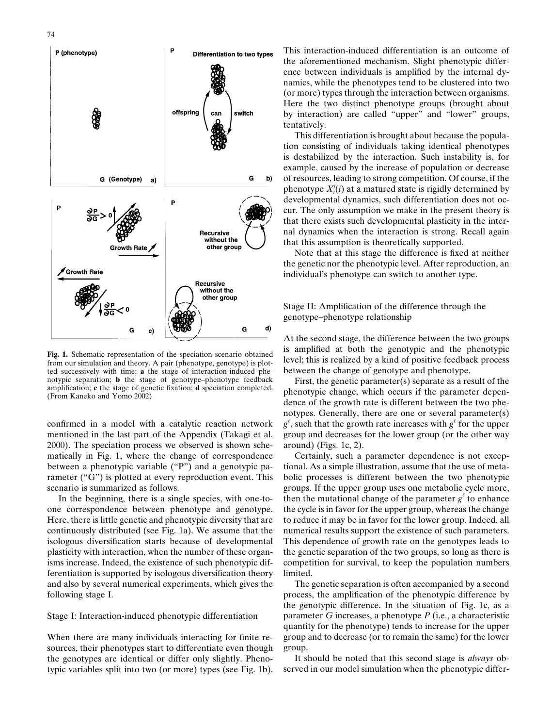P (phenotype)

G (Genotype) a)

P

Differentiation to two types

offspring can switch

G b)

P

$\frac{\partial P}{\partial G} > 0$

Growth Rate

Growth Rate

$\frac{\partial P}{\partial G} < 0$

G c)

P

Recursive without the other group

Recursive without the other group

G d)

**Fig. 1.** Schematic representation of the speciation scenario obtained from our simulation and theory. A pair (phenotype, genotype) is plotted successively with time: **a** the stage of interaction-induced phenotypic separation; **b** the stage of genotype–phenotype feedback amplification; **c** the stage of genetic fixation; **d** speciation completed. (From Kaneko and Yomo 2002)

confirmed in a model with a catalytic reaction network mentioned in the last part of the Appendix (Takagi et al. 2000). The speciation process we observed is shown schematically in Fig. 1, where the change of correspondence between a phenotypic variable ("P") and a genotypic parameter ("G") is plotted at every reproduction event. This scenario is summarized as follows.

In the beginning, there is a single species, with one-to-one correspondence between phenotype and genotype. Here, there is little genetic and phenotypic diversity that are continuously distributed (see Fig. 1a). We assume that the isologous diversification starts because of developmental plasticity with interaction, when the number of these organisms increase. Indeed, the existence of such phenotypic differentiation is supported by isologous diversification theory and also by several numerical experiments, which gives the following stage I.

Stage I: Interaction-induced phenotypic differentiation

When there are many individuals interacting for finite resources, their phenotypes start to differentiate even though the genotypes are identical or differ only slightly. Phenotypic variables split into two (or more) types (see Fig. 1b). This interaction-induced differentiation is an outcome of the aforementioned mechanism. Slight phenotypic difference between individuals is amplified by the internal dynamics, while the phenotypes tend to be clustered into two (or more) types through the interaction between organisms. Here the two distinct phenotype groups (brought about by interaction) are called "upper" and "lower" groups, tentatively.

This differentiation is brought about because the population consisting of individuals taking identical phenotypes is destabilized by the interaction. Such instability is, for example, caused by the increase of population or decrease of resources, leading to strong competition. Of course, if the phenotype $X_l^j(i)$ at a matured state is rigidly determined by developmental dynamics, such differentiation does not occur. The only assumption we make in the present theory is that there exists such developmental plasticity in the internal dynamics when the interaction is strong. Recall again that this assumption is theoretically supported.

Note that at this stage the difference is fixed at neither the genetic nor the phenotypic level. After reproduction, an individual's phenotype can switch to another type.

Stage II: Amplification of the difference through the genotype–phenotype relationship

At the second stage, the difference between the two groups is amplified at both the genotypic and the phenotypic level; this is realized by a kind of positive feedback process between the change of genotype and phenotype.

First, the genetic parameter(s) separate as a result of the phenotypic change, which occurs if the parameter dependence of the growth rate is different between the two phenotypes. Generally, there are one or several parameter(s) $g^\ell$, such that the growth rate increases with $g^\ell$ for the upper group and decreases for the lower group (or the other way around) (Figs. 1c, 2).

Certainly, such a parameter dependence is not exceptional. As a simple illustration, assume that the use of metabolic processes is different between the two phenotypic groups. If the upper group uses one metabolic cycle more, then the mutational change of the parameter $g^\ell$ to enhance the cycle is in favor for the upper group, whereas the change to reduce it may be in favor for the lower group. Indeed, all numerical results support the existence of such parameters. This dependence of growth rate on the genotypes leads to the genetic separation of the two groups, so long as there is competition for survival, to keep the population numbers limited.

The genetic separation is often accompanied by a second process, the amplification of the phenotypic difference by the genotypic difference. In the situation of Fig. 1c, as a parameter $G$ increases, a phenotype $P$ (i.e., a characteristic quantity for the phenotype) tends to increase for the upper group and to decrease (or to remain the same) for the lower group.

It should be noted that this second stage is *always* observed in our model simulation when the phenotypic differ-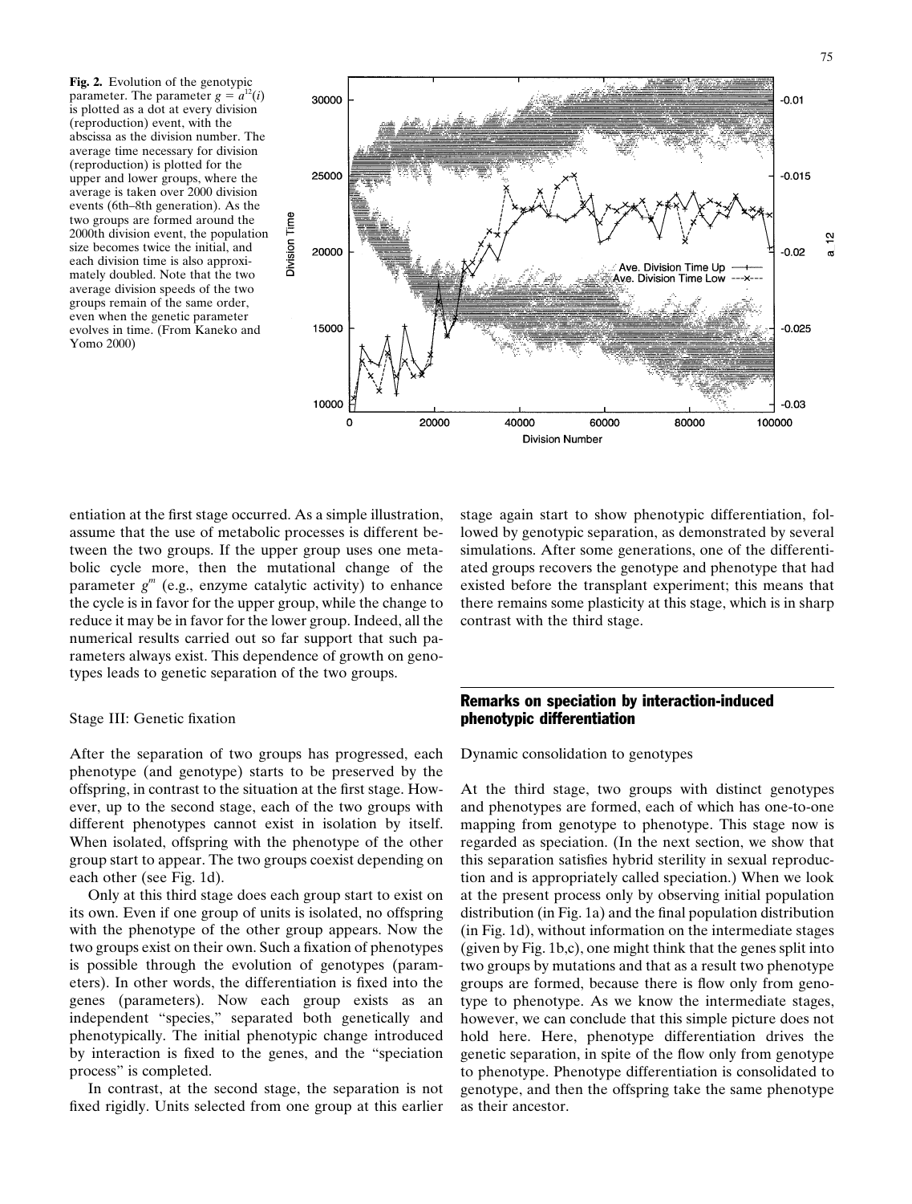**Fig. 2.** Evolution of the genotypic parameter. The parameter $g = a^{12}(i)$ is plotted as a dot at every division (reproduction) event, with the abscissa as the division number. The average time necessary for division (reproduction) is plotted for the upper and lower groups, where the average is taken over 2000 division events (6th–8th generation). As the two groups are formed around the 2000th division event, the population size becomes twice the initial, and each division time is also approximately doubled. Note that the two average division speeds of the two groups remain of the same order, even when the genetic parameter evolves in time. (From Kaneko and Yomo 2000)

Division Time

30000
25000
20000
15000
10000

0
20000
40000
60000
80000
100000

Division Number

-0.01
-0.015
-0.02
-0.025
-0.03

a 12

Ave. Division Time Up
Ave. Division Time Low

entiation at the first stage occurred. As a simple illustration, assume that the use of metabolic processes is different between the two groups. If the upper group uses one metabolic cycle more, then the mutational change of the parameter $g^m$ (e.g., enzyme catalytic activity) to enhance the cycle is in favor for the upper group, while the change to reduce it may be in favor for the lower group. Indeed, all the numerical results carried out so far support that such parameters always exist. This dependence of growth on genotypes leads to genetic separation of the two groups.

### Stage III: Genetic fixation

After the separation of two groups has progressed, each phenotype (and genotype) starts to be preserved by the offspring, in contrast to the situation at the first stage. However, up to the second stage, each of the two groups with different phenotypes cannot exist in isolation by itself. When isolated, offspring with the phenotype of the other group start to appear. The two groups coexist depending on each other (see Fig. 1d).

Only at this third stage does each group start to exist on its own. Even if one group of units is isolated, no offspring with the phenotype of the other group appears. Now the two groups exist on their own. Such a fixation of phenotypes is possible through the evolution of genotypes (parameters). In other words, the differentiation is fixed into the genes (parameters). Now each group exists as an independent "species," separated both genetically and phenotypically. The initial phenotypic change introduced by interaction is fixed to the genes, and the "speciation process" is completed.

In contrast, at the second stage, the separation is not fixed rigidly. Units selected from one group at this earlier stage again start to show phenotypic differentiation, followed by genotypic separation, as demonstrated by several simulations. After some generations, one of the differentiated groups recovers the genotype and phenotype that had existed before the transplant experiment; this means that there remains some plasticity at this stage, which is in sharp contrast with the third stage.

## Remarks on speciation by interaction-induced phenotypic differentiation

### Dynamic consolidation to genotypes

At the third stage, two groups with distinct genotypes and phenotypes are formed, each of which has one-to-one mapping from genotype to phenotype. This stage now is regarded as speciation. (In the next section, we show that this separation satisfies hybrid sterility in sexual reproduction and is appropriately called speciation.) When we look at the present process only by observing initial population distribution (in Fig. 1a) and the final population distribution (in Fig. 1d), without information on the intermediate stages (given by Fig. 1b,c), one might think that the genes split into two groups by mutations and that as a result two phenotype groups are formed, because there is flow only from genotype to phenotype. As we know the intermediate stages, however, we can conclude that this simple picture does not hold here. Here, phenotype differentiation drives the genetic separation, in spite of the flow only from genotype to phenotype. Phenotype differentiation is consolidated to genotype, and then the offspring take the same phenotype as their ancestor.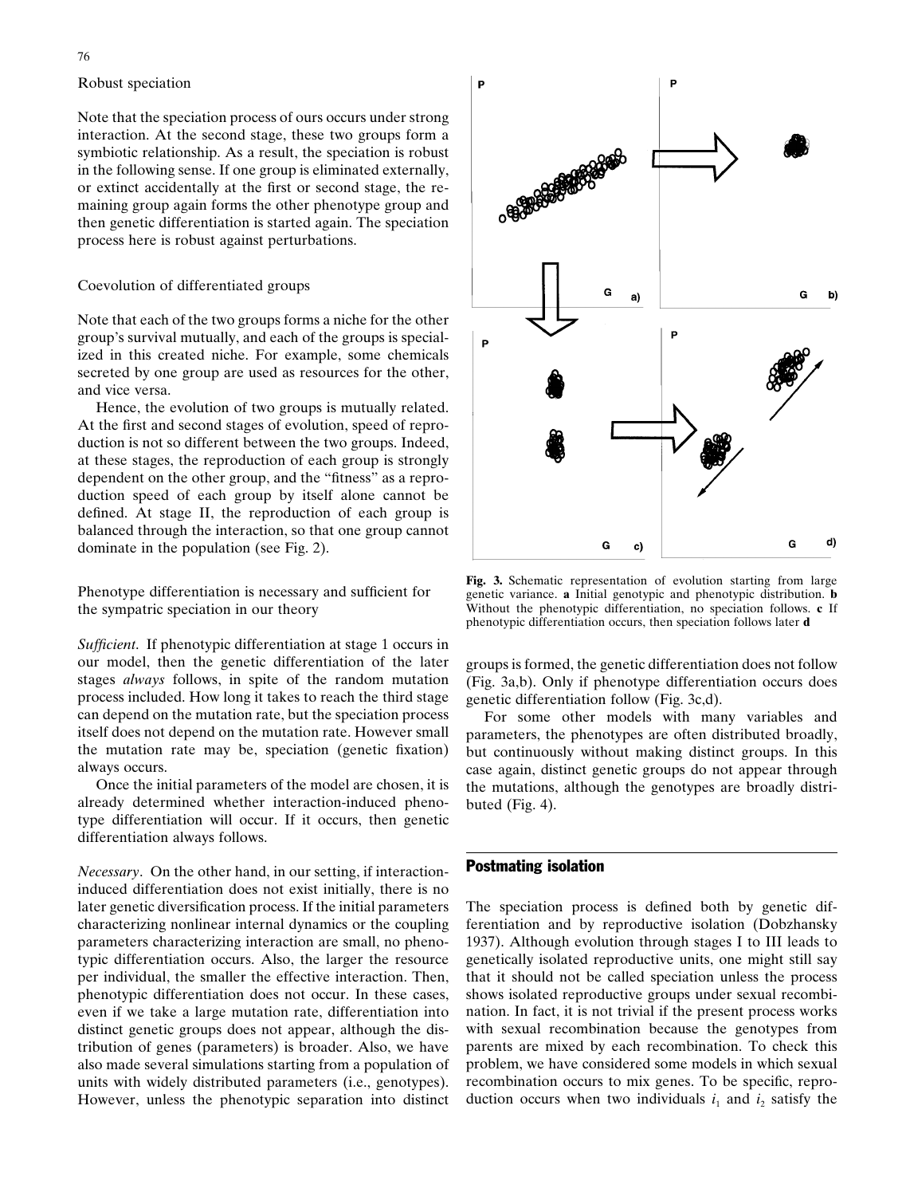## Robust speciation

Note that the speciation process of ours occurs under strong interaction. At the second stage, these two groups form a symbiotic relationship. As a result, the speciation is robust in the following sense. If one group is eliminated externally, or extinct accidentally at the first or second stage, the remaining group again forms the other phenotype group and then genetic differentiation is started again. The speciation process here is robust against perturbations.

## Coevolution of differentiated groups

Note that each of the two groups forms a niche for the other group's survival mutually, and each of the groups is specialized in this created niche. For example, some chemicals secreted by one group are used as resources for the other, and vice versa.

Hence, the evolution of two groups is mutually related. At the first and second stages of evolution, speed of reproduction is not so different between the two groups. Indeed, at these stages, the reproduction of each group is strongly dependent on the other group, and the "fitness" as a reproduction speed of each group by itself alone cannot be defined. At stage II, the reproduction of each group is balanced through the interaction, so that one group cannot dominate in the population (see Fig. 2).

## Phenotype differentiation is necessary and sufficient for the sympatric speciation in our theory

*Sufficient*. If phenotypic differentiation at stage 1 occurs in our model, then the genetic differentiation of the later stages *always* follows, in spite of the random mutation process included. How long it takes to reach the third stage can depend on the mutation rate, but the speciation process itself does not depend on the mutation rate. However small the mutation rate may be, speciation (genetic fixation) always occurs.

Once the initial parameters of the model are chosen, it is already determined whether interaction-induced phenotype differentiation will occur. If it occurs, then genetic differentiation always follows.

*Necessary*. On the other hand, in our setting, if interaction-induced differentiation does not exist initially, there is no later genetic diversification process. If the initial parameters characterizing nonlinear internal dynamics or the coupling parameters characterizing interaction are small, no phenotypic differentiation occurs. Also, the larger the resource per individual, the smaller the effective interaction. Then, phenotypic differentiation does not occur. In these cases, even if we take a large mutation rate, differentiation into distinct genetic groups does not appear, although the distribution of genes (parameters) is broader. Also, we have also made several simulations starting from a population of units with widely distributed parameters (i.e., genotypes). However, unless the phenotypic separation into distinct groups is formed, the genetic differentiation does not follow (Fig. 3a,b). Only if phenotype differentiation occurs does genetic differentiation follow (Fig. 3c,d).

For some other models with many variables and parameters, the phenotypes are often distributed broadly, but continuously without making distinct groups. In this case again, distinct genetic groups do not appear through the mutations, although the genotypes are broadly distributed (Fig. 4).

P
G
a)
P
G
b)
P
G
c)
P
G
d)

**Fig. 3.** Schematic representation of evolution starting from large genetic variance. **a** Initial genotypic and phenotypic distribution. **b** Without the phenotypic differentiation, no speciation follows. **c** If phenotypic differentiation occurs, then speciation follows later **d**

## Postmating isolation

The speciation process is defined both by genetic differentiation and by reproductive isolation (Dobzhansky 1937). Although evolution through stages I to III leads to genetically isolated reproductive units, one might still say that it should not be called speciation unless the process shows isolated reproductive groups under sexual recombination. In fact, it is not trivial if the present process works with sexual recombination because the genotypes from parents are mixed by each recombination. To check this problem, we have considered some models in which sexual recombination occurs to mix genes. To be specific, reproduction occurs when two individuals $i_1$ and $i_2$ satisfy the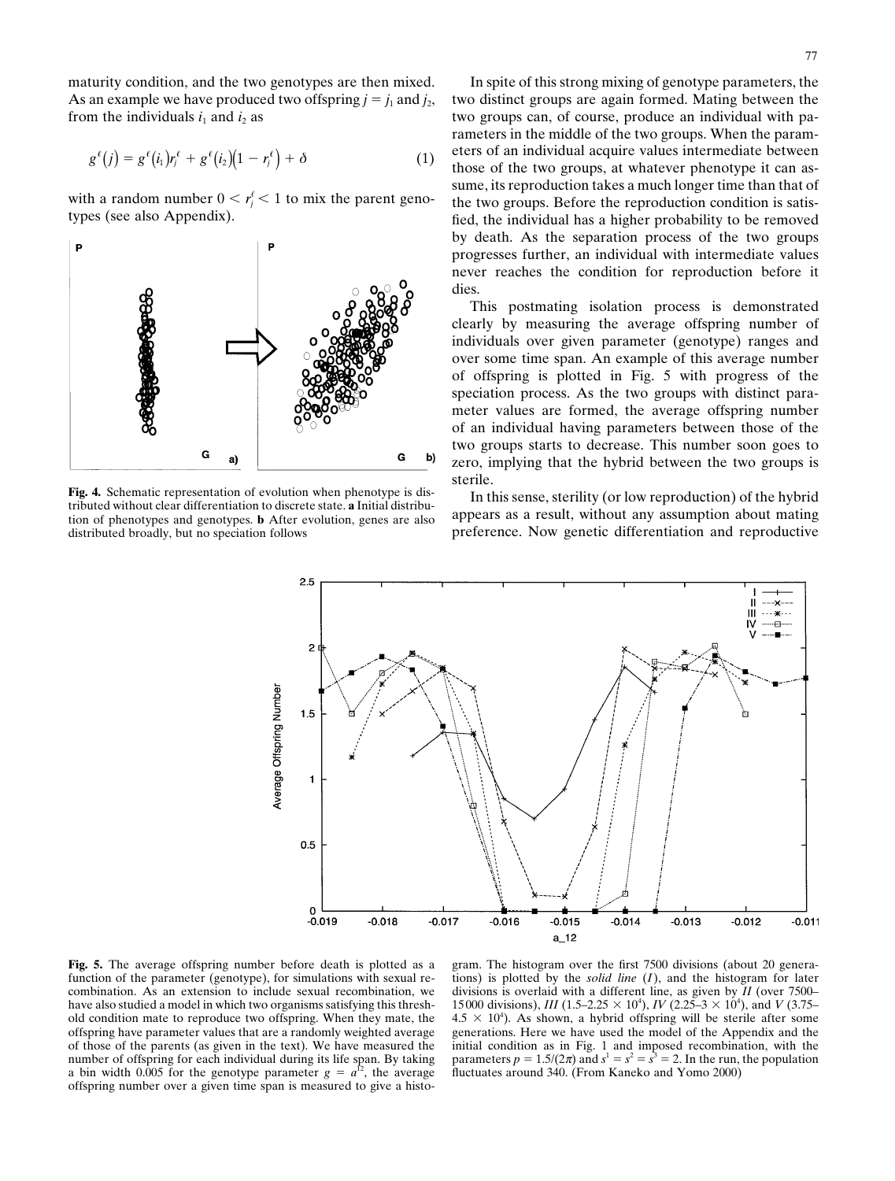maturity condition, and the two genotypes are then mixed. As an example we have produced two offspring $j = j_1$ and $j_2$, from the individuals $i_1$ and $i_2$ as

$$g^{\ell}(j) = g^{\ell}(i_1)r_j^{\ell} + g^{\ell}(i_2)(1 - r_j^{\ell}) + \delta \quad (1)$$

with a random number $0 < r_j^{\ell} < 1$ to mix the parent genotypes (see also Appendix).

**Fig. 4.** Schematic representation of evolution when phenotype is distributed without clear differentiation to discrete state. **a** Initial distribution of phenotypes and genotypes. **b** After evolution, genes are also distributed broadly, but no speciation follows

In spite of this strong mixing of genotype parameters, the two distinct groups are again formed. Mating between the two groups can, of course, produce an individual with parameters in the middle of the two groups. When the parameters of an individual acquire values intermediate between those of the two groups, at whatever phenotype it can assume, its reproduction takes a much longer time than that of the two groups. Before the reproduction condition is satisfied, the individual has a higher probability to be removed by death. As the separation process of the two groups progresses further, an individual with intermediate values never reaches the condition for reproduction before it dies.

This postmating isolation process is demonstrated clearly by measuring the average offspring number of individuals over given parameter (genotype) ranges and over some time span. An example of this average number of offspring is plotted in Fig. 5 with progress of the speciation process. As the two groups with distinct parameter values are formed, the average offspring number of an individual having parameters between those of the two groups starts to decrease. This number soon goes to zero, implying that the hybrid between the two groups is sterile.

In this sense, sterility (or low reproduction) of the hybrid appears as a result, without any assumption about mating preference. Now genetic differentiation and reproductive

**Fig. 5.** The average offspring number before death is plotted as a function of the parameter (genotype), for simulations with sexual recombination. As an extension to include sexual recombination, we have also studied a model in which two organisms satisfying this threshold condition mate to reproduce two offspring. When they mate, the offspring have parameter values that are a randomly weighted average of those of the parents (as given in the text). We have measured the number of offspring for each individual during its life span. By taking a bin width 0.005 for the genotype parameter $g = a^{12}$, the average offspring number over a given time span is measured to give a histogram. The histogram over the first 7500 divisions (about 20 generations) is plotted by the *solid line* (*I*), and the histogram for later divisions is overlaid with a different line, as given by *II* (over 7500–15 000 divisions), *III* ($1.5$–$2.25 \times 10^4$), *IV* ($2.25$–$3 \times 10^4$), and *V* ($3.75$–$4.5 \times 10^4$). As shown, a hybrid offspring will be sterile after some generations. Here we have used the model of the Appendix and the initial condition as in Fig. 1 and imposed recombination, with the parameters $p = 1.5/(2\pi)$ and $s^1 = s^2 = s^3 = 2$. In the run, the population fluctuates around 340. (From Kaneko and Yomo 2000)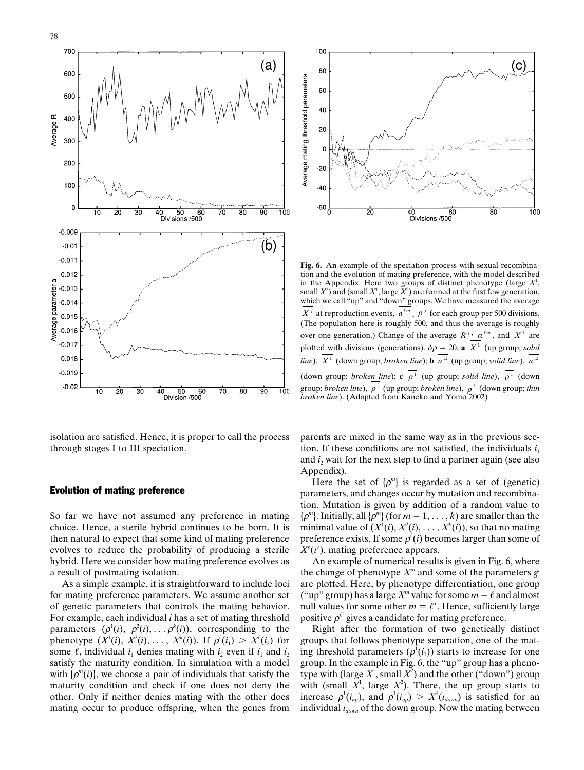**Fig. 6.** An example of the speciation process with sexual recombination and the evolution of mating preference, with the model described in the Appendix. Here two groups of distinct phenotype (large $X^1$, small $X^2$) and (small $X^1$, large $X^2$) are formed at the first few generation, which we call "up" and "down" groups. We have measured the average $\overline{X^j}$ at reproduction events, $\overline{a^{\ell m}}$, $\overline{\rho^j}$ for each group per 500 divisions. (The population here is roughly 500, and thus the average is roughly over one generation.) Change of the average $\overline{R^j}$, $\overline{a^{\ell m}}$, and $\overline{X^1}$ are plotted with divisions (generations). $\delta\rho = 20$. **a** $\overline{X^1}$ (up group; *solid line*), $\overline{X^1}$ (down group; *broken line*); **b** $\overline{a^{12}}$ (up group; *solid line*), $\overline{a^{12}}$ (down group; *broken line*); **c** $\overline{\rho^1}$ (up group; *solid line*), $\overline{\rho^1}$ (down group; *broken line*), $\overline{\rho^2}$ (up group; *broken line*), $\overline{\rho^2}$ (down group; *thin broken line*). (Adapted from Kaneko and Yomo 2002)

isolation are satisfied. Hence, it is proper to call the process through stages I to III speciation.

## Evolution of mating preference

So far we have not assumed any preference in mating choice. Hence, a sterile hybrid continues to be born. It is then natural to expect that some kind of mating preference evolves to reduce the probability of producing a sterile hybrid. Here we consider how mating preference evolves as a result of postmating isolation.

As a simple example, it is straightforward to include loci for mating preference parameters. We assume another set of genetic parameters that controls the mating behavior. For example, each individual $i$ has a set of mating threshold parameters $(\rho^1(i), \rho^2(i), \ldots \rho^k(i))$, corresponding to the phenotype $(X^1(i), X^2(i), \ldots, X^k(i))$. If $\rho^\ell(i_1) > X^\ell(i_2)$ for some $\ell$, individual $i_1$ denies mating with $i_2$ even if $i_1$ and $i_2$ satisfy the maturity condition. In simulation with a model with $\{\rho^m(i)\}$, we choose a pair of individuals that satisfy the maturity condition and check if one does not deny the other. Only if neither denies mating with the other does mating occur to produce offspring, when the genes from parents are mixed in the same way as in the previous section. If these conditions are not satisfied, the individuals $i_1$ and $i_2$ wait for the next step to find a partner again (see also Appendix).

Here the set of $\{\rho^m\}$ is regarded as a set of (genetic) parameters, and changes occur by mutation and recombination. Mutation is given by addition of a random value to $\{\rho^m\}$. Initially, all $\{\rho^m\}$ (for $m = 1, \ldots, k$) are smaller than the minimal value of $(X^1(i), X^2(i), \ldots, X^k(i))$, so that no mating preference exists. If some $\rho^\ell(i)$ becomes larger than some of $X^\ell(i')$, mating preference appears.

An example of numerical results is given in Fig. 6, where the change of phenotype $X^m$ and some of the parameters $g^j$ are plotted. Here, by phenotype differentiation, one group ("up" group) has a large $X^m$ value for some $m = \ell$ and almost null values for some other $m = \ell'$. Hence, sufficiently large positive $\rho^{\ell'}$ gives a candidate for mating preference.

Right after the formation of two genetically distinct groups that follows phenotype separation, one of the mating threshold parameters $(\rho^1(i_1))$ starts to increase for one group. In the example in Fig. 6, the "up" group has a phenotype with (large $X^1$, small $X^2$) and the other ("down") group with (small $X^1$, large $X^2$). There, the up group starts to increase $\rho^1(i_{up})$, and $\rho^1(i_{up}) > X^1(i_{down})$ is satisfied for an individual $i_{down}$ of the down group. Now the mating between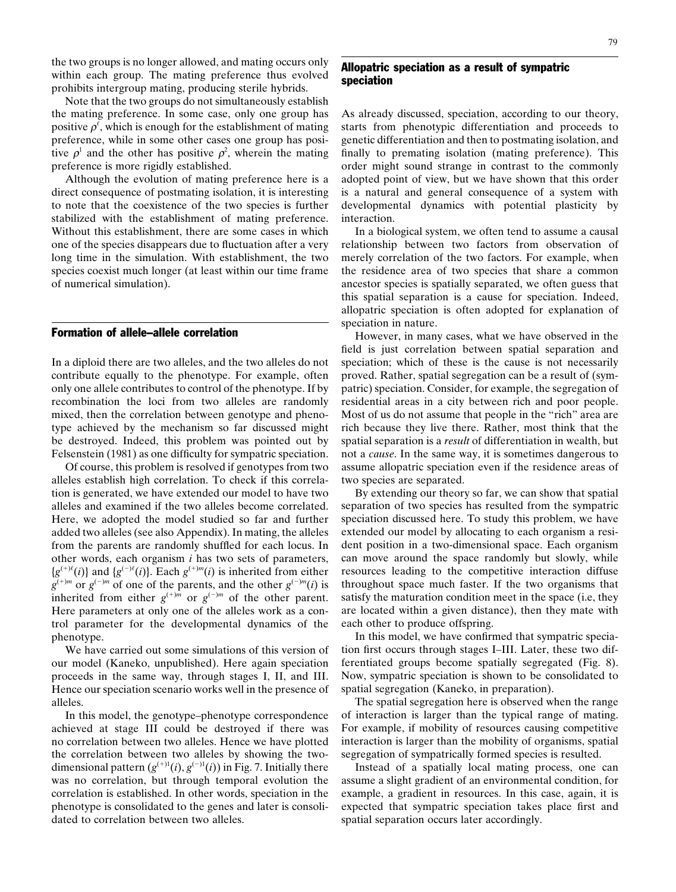the two groups is no longer allowed, and mating occurs only within each group. The mating preference thus evolved prohibits intergroup mating, producing sterile hybrids.

Note that the two groups do not simultaneously establish the mating preference. In some case, only one group has positive $\rho^{\ell}$, which is enough for the establishment of mating preference, while in some other cases one group has positive $\rho^1$ and the other has positive $\rho^2$, wherein the mating preference is more rigidly established.

Although the evolution of mating preference here is a direct consequence of postmating isolation, it is interesting to note that the coexistence of the two species is further stabilized with the establishment of mating preference. Without this establishment, there are some cases in which one of the species disappears due to fluctuation after a very long time in the simulation. With establishment, the two species coexist much longer (at least within our time frame of numerical simulation).

## Formation of allele–allele correlation

In a diploid there are two alleles, and the two alleles do not contribute equally to the phenotype. For example, often only one allele contributes to control of the phenotype. If by recombination the loci from two alleles are randomly mixed, then the correlation between genotype and phenotype achieved by the mechanism so far discussed might be destroyed. Indeed, this problem was pointed out by Felsenstein (1981) as one difficulty for sympatric speciation.

Of course, this problem is resolved if genotypes from two alleles establish high correlation. To check if this correlation is generated, we have extended our model to have two alleles and examined if the two alleles become correlated. Here, we adopted the model studied so far and further added two alleles (see also Appendix). In mating, the alleles from the parents are randomly shuffled for each locus. In other words, each organism $i$ has two sets of parameters, $\{g^{(+)\ell}(i)\}$ and $\{g^{(-)\ell}(i)\}$. Each $g^{(+)m}(i)$ is inherited from either $g^{(+)m}$ or $g^{(-)m}$ of one of the parents, and the other $g^{(-)m}(i)$ is inherited from either $g^{(+)m}$ or $g^{(-)m}$ of the other parent. Here parameters at only one of the alleles work as a control parameter for the developmental dynamics of the phenotype.

We have carried out some simulations of this version of our model (Kaneko, unpublished). Here again speciation proceeds in the same way, through stages I, II, and III. Hence our speciation scenario works well in the presence of alleles.

In this model, the genotype–phenotype correspondence achieved at stage III could be destroyed if there was no correlation between two alleles. Hence we have plotted the correlation between two alleles by showing the two-dimensional pattern $(g^{(+)1}(i), g^{(-)1}(i))$ in Fig. 7. Initially there was no correlation, but through temporal evolution the correlation is established. In other words, speciation in the phenotype is consolidated to the genes and later is consolidated to correlation between two alleles.

## Allopatric speciation as a result of sympatric speciation

As already discussed, speciation, according to our theory, starts from phenotypic differentiation and proceeds to genetic differentiation and then to postmating isolation, and finally to premating isolation (mating preference). This order might sound strange in contrast to the commonly adopted point of view, but we have shown that this order is a natural and general consequence of a system with developmental dynamics with potential plasticity by interaction.

In a biological system, we often tend to assume a causal relationship between two factors from observation of merely correlation of the two factors. For example, when the residence area of two species that share a common ancestor species is spatially separated, we often guess that this spatial separation is a cause for speciation. Indeed, allopatric speciation is often adopted for explanation of speciation in nature.

However, in many cases, what we have observed in the field is just correlation between spatial separation and speciation; which of these is the cause is not necessarily proved. Rather, spatial segregation can be a result of (sympatric) speciation. Consider, for example, the segregation of residential areas in a city between rich and poor people. Most of us do not assume that people in the "rich" area are rich because they live there. Rather, most think that the spatial separation is a *result* of differentiation in wealth, but not a *cause*. In the same way, it is sometimes dangerous to assume allopatric speciation even if the residence areas of two species are separated.

By extending our theory so far, we can show that spatial separation of two species has resulted from the sympatric speciation discussed here. To study this problem, we have extended our model by allocating to each organism a resident position in a two-dimensional space. Each organism can move around the space randomly but slowly, while resources leading to the competitive interaction diffuse throughout space much faster. If the two organisms that satisfy the maturation condition meet in the space (i.e, they are located within a given distance), then they mate with each other to produce offspring.

In this model, we have confirmed that sympatric speciation first occurs through stages I–III. Later, these two differentiated groups become spatially segregated (Fig. 8). Now, sympatric speciation is shown to be consolidated to spatial segregation (Kaneko, in preparation).

The spatial segregation here is observed when the range of interaction is larger than the typical range of mating. For example, if mobility of resources causing competitive interaction is larger than the mobility of organisms, spatial segregation of sympatrically formed species is resulted.

Instead of a spatially local mating process, one can assume a slight gradient of an environmental condition, for example, a gradient in resources. In this case, again, it is expected that sympatric speciation takes place first and spatial separation occurs later accordingly.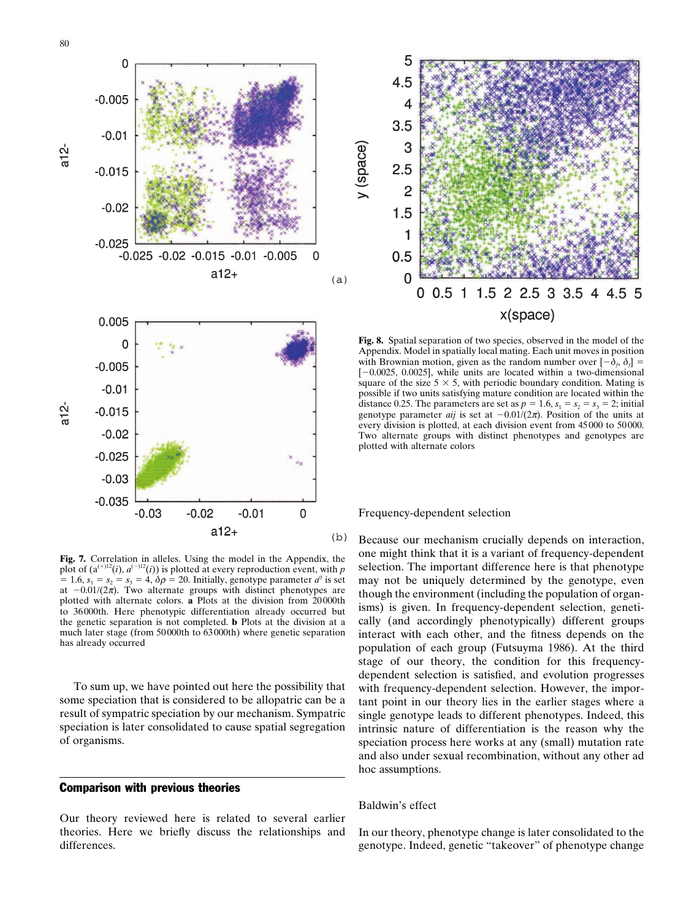**Fig. 7.** Correlation in alleles. Using the model in the Appendix, the plot of $(a^{(+)12}(i), a^{(-)12}(i))$ is plotted at every reproduction event, with $p = 1.6$, $s_1 = s_2 = s_3 = 4$, $\delta\rho = 20$. Initially, genotype parameter $a^{ij}$ is set at $-0.01/(2\pi)$. Two alternate groups with distinct phenotypes are plotted with alternate colors. **a** Plots at the division from 20000th to 36000th. Here phenotypic differentiation already occurred but the genetic separation is not completed. **b** Plots at the division at a much later stage (from 50000th to 63000th) where genetic separation has already occurred

To sum up, we have pointed out here the possibility that some speciation that is considered to be allopatric can be a result of sympatric speciation by our mechanism. Sympatric speciation is later consolidated to cause spatial segregation of organisms.

## Comparison with previous theories

Our theory reviewed here is related to several earlier theories. Here we briefly discuss the relationships and differences.

**Fig. 8.** Spatial separation of two species, observed in the model of the Appendix. Model in spatially local mating. Each unit moves in position with Brownian motion, given as the random number over $[-\delta_j, \delta_j] = [-0.0025, 0.0025]$, while units are located within a two-dimensional square of the size $5 \times 5$, with periodic boundary condition. Mating is possible if two units satisfying mature condition are located within the distance 0.25. The parameters are set as $p = 1.6$, $s_1 = s_2 = s_3 = 2$; initial genotype parameter *aij* is set at $-0.01/(2\pi)$. Position of the units at every division is plotted, at each division event from 45000 to 50000. Two alternate groups with distinct phenotypes and genotypes are plotted with alternate colors

### Frequency-dependent selection

Because our mechanism crucially depends on interaction, one might think that it is a variant of frequency-dependent selection. The important difference here is that phenotype may not be uniquely determined by the genotype, even though the environment (including the population of organisms) is given. In frequency-dependent selection, genetically (and accordingly phenotypically) different groups interact with each other, and the fitness depends on the population of each group (Futsuyma 1986). At the third stage of our theory, the condition for this frequency-dependent selection is satisfied, and evolution progresses with frequency-dependent selection. However, the important point in our theory lies in the earlier stages where a single genotype leads to different phenotypes. Indeed, this intrinsic nature of differentiation is the reason why the speciation process here works at any (small) mutation rate and also under sexual recombination, without any other ad hoc assumptions.

### Baldwin's effect

In our theory, phenotype change is later consolidated to the genotype. Indeed, genetic "takeover" of phenotype change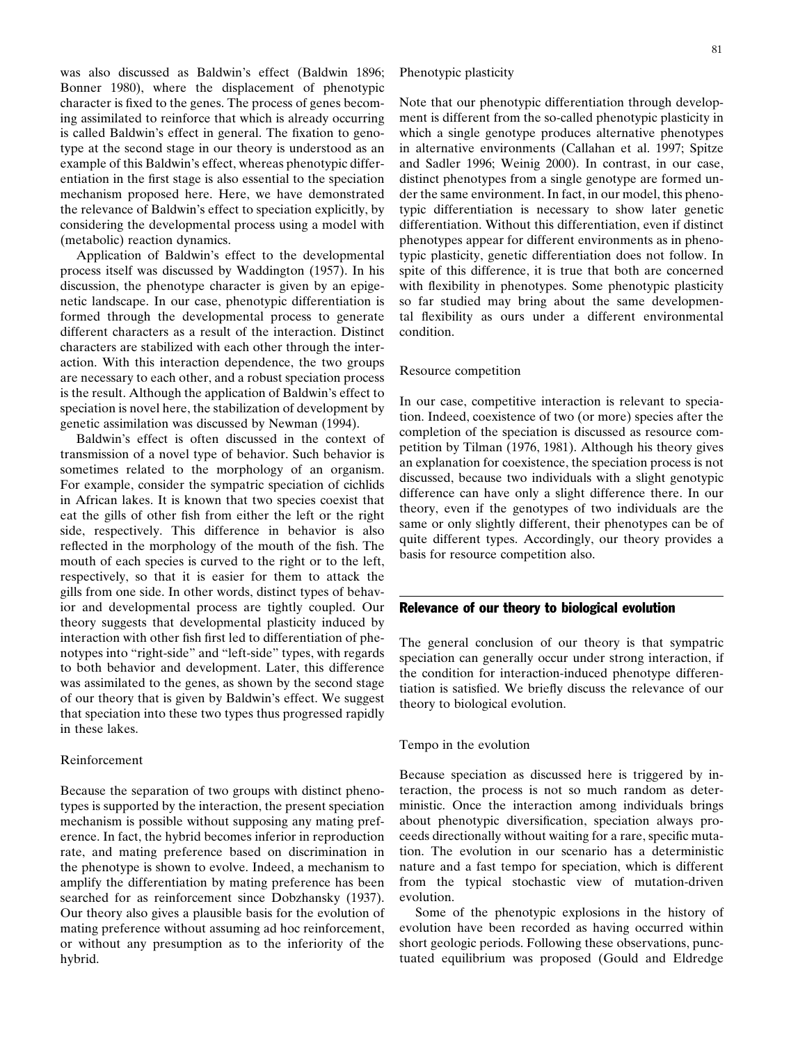was also discussed as Baldwin's effect (Baldwin 1896; Bonner 1980), where the displacement of phenotypic character is fixed to the genes. The process of genes becoming assimilated to reinforce that which is already occurring is called Baldwin's effect in general. The fixation to genotype at the second stage in our theory is understood as an example of this Baldwin's effect, whereas phenotypic differentiation in the first stage is also essential to the speciation mechanism proposed here. Here, we have demonstrated the relevance of Baldwin's effect to speciation explicitly, by considering the developmental process using a model with (metabolic) reaction dynamics.

Application of Baldwin's effect to the developmental process itself was discussed by Waddington (1957). In his discussion, the phenotype character is given by an epigenetic landscape. In our case, phenotypic differentiation is formed through the developmental process to generate different characters as a result of the interaction. Distinct characters are stabilized with each other through the interaction. With this interaction dependence, the two groups are necessary to each other, and a robust speciation process is the result. Although the application of Baldwin's effect to speciation is novel here, the stabilization of development by genetic assimilation was discussed by Newman (1994).

Baldwin's effect is often discussed in the context of transmission of a novel type of behavior. Such behavior is sometimes related to the morphology of an organism. For example, consider the sympatric speciation of cichlids in African lakes. It is known that two species coexist that eat the gills of other fish from either the left or the right side, respectively. This difference in behavior is also reflected in the morphology of the mouth of the fish. The mouth of each species is curved to the right or to the left, respectively, so that it is easier for them to attack the gills from one side. In other words, distinct types of behavior and developmental process are tightly coupled. Our theory suggests that developmental plasticity induced by interaction with other fish first led to differentiation of phenotypes into "right-side" and "left-side" types, with regards to both behavior and development. Later, this difference was assimilated to the genes, as shown by the second stage of our theory that is given by Baldwin's effect. We suggest that speciation into these two types thus progressed rapidly in these lakes.

### Reinforcement

Because the separation of two groups with distinct phenotypes is supported by the interaction, the present speciation mechanism is possible without supposing any mating preference. In fact, the hybrid becomes inferior in reproduction rate, and mating preference based on discrimination in the phenotype is shown to evolve. Indeed, a mechanism to amplify the differentiation by mating preference has been searched for as reinforcement since Dobzhansky (1937). Our theory also gives a plausible basis for the evolution of mating preference without assuming ad hoc reinforcement, or without any presumption as to the inferiority of the hybrid.

### Phenotypic plasticity

Note that our phenotypic differentiation through development is different from the so-called phenotypic plasticity in which a single genotype produces alternative phenotypes in alternative environments (Callahan et al. 1997; Spitze and Sadler 1996; Weinig 2000). In contrast, in our case, distinct phenotypes from a single genotype are formed under the same environment. In fact, in our model, this phenotypic differentiation is necessary to show later genetic differentiation. Without this differentiation, even if distinct phenotypes appear for different environments as in phenotypic plasticity, genetic differentiation does not follow. In spite of this difference, it is true that both are concerned with flexibility in phenotypes. Some phenotypic plasticity so far studied may bring about the same developmental flexibility as ours under a different environmental condition.

### Resource competition

In our case, competitive interaction is relevant to speciation. Indeed, coexistence of two (or more) species after the completion of the speciation is discussed as resource competition by Tilman (1976, 1981). Although his theory gives an explanation for coexistence, the speciation process is not discussed, because two individuals with a slight genotypic difference can have only a slight difference there. In our theory, even if the genotypes of two individuals are the same or only slightly different, their phenotypes can be of quite different types. Accordingly, our theory provides a basis for resource competition also.

## Relevance of our theory to biological evolution

The general conclusion of our theory is that sympatric speciation can generally occur under strong interaction, if the condition for interaction-induced phenotype differentiation is satisfied. We briefly discuss the relevance of our theory to biological evolution.

### Tempo in the evolution

Because speciation as discussed here is triggered by interaction, the process is not so much random as deterministic. Once the interaction among individuals brings about phenotypic diversification, speciation always proceeds directionally without waiting for a rare, specific mutation. The evolution in our scenario has a deterministic nature and a fast tempo for speciation, which is different from the typical stochastic view of mutation-driven evolution.

Some of the phenotypic explosions in the history of evolution have been recorded as having occurred within short geologic periods. Following these observations, punctuated equilibrium was proposed (Gould and Eldredge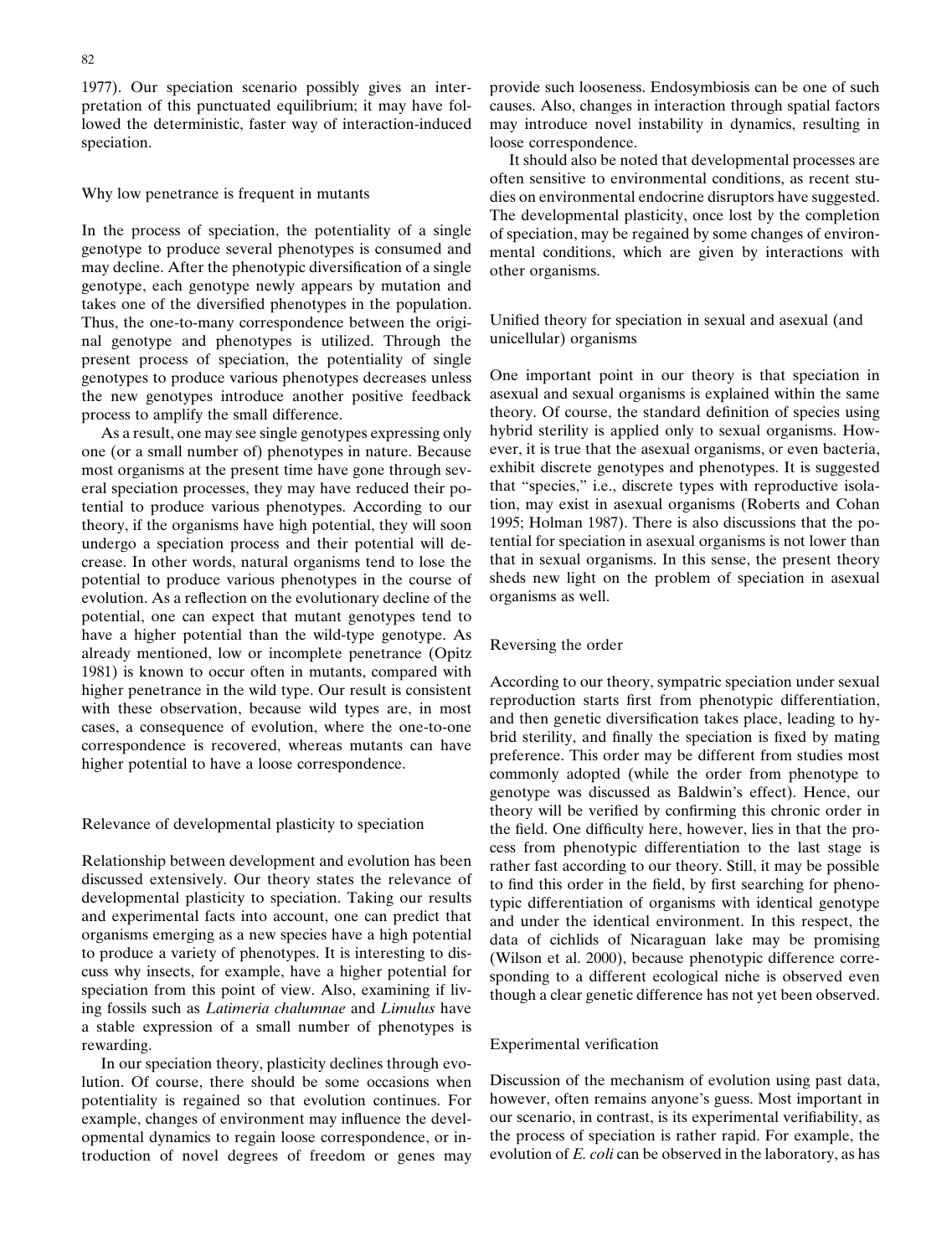1977). Our speciation scenario possibly gives an interpretation of this punctuated equilibrium; it may have followed the deterministic, faster way of interaction-induced speciation.

### Why low penetrance is frequent in mutants

In the process of speciation, the potentiality of a single genotype to produce several phenotypes is consumed and may decline. After the phenotypic diversification of a single genotype, each genotype newly appears by mutation and takes one of the diversified phenotypes in the population. Thus, the one-to-many correspondence between the original genotype and phenotypes is utilized. Through the present process of speciation, the potentiality of single genotypes to produce various phenotypes decreases unless the new genotypes introduce another positive feedback process to amplify the small difference.

As a result, one may see single genotypes expressing only one (or a small number of) phenotypes in nature. Because most organisms at the present time have gone through several speciation processes, they may have reduced their potential to produce various phenotypes. According to our theory, if the organisms have high potential, they will soon undergo a speciation process and their potential will decrease. In other words, natural organisms tend to lose the potential to produce various phenotypes in the course of evolution. As a reflection on the evolutionary decline of the potential, one can expect that mutant genotypes tend to have a higher potential than the wild-type genotype. As already mentioned, low or incomplete penetrance (Opitz 1981) is known to occur often in mutants, compared with higher penetrance in the wild type. Our result is consistent with these observation, because wild types are, in most cases, a consequence of evolution, where the one-to-one correspondence is recovered, whereas mutants can have higher potential to have a loose correspondence.

### Relevance of developmental plasticity to speciation

Relationship between development and evolution has been discussed extensively. Our theory states the relevance of developmental plasticity to speciation. Taking our results and experimental facts into account, one can predict that organisms emerging as a new species have a high potential to produce a variety of phenotypes. It is interesting to discuss why insects, for example, have a higher potential for speciation from this point of view. Also, examining if living fossils such as *Latimeria chalumnae* and *Limulus* have a stable expression of a small number of phenotypes is rewarding.

In our speciation theory, plasticity declines through evolution. Of course, there should be some occasions when potentiality is regained so that evolution continues. For example, changes of environment may influence the developmental dynamics to regain loose correspondence, or introduction of novel degrees of freedom or genes may provide such looseness. Endosymbiosis can be one of such causes. Also, changes in interaction through spatial factors may introduce novel instability in dynamics, resulting in loose correspondence.

It should also be noted that developmental processes are often sensitive to environmental conditions, as recent studies on environmental endocrine disruptors have suggested. The developmental plasticity, once lost by the completion of speciation, may be regained by some changes of environmental conditions, which are given by interactions with other organisms.

### Unified theory for speciation in sexual and asexual (and unicellular) organisms

One important point in our theory is that speciation in asexual and sexual organisms is explained within the same theory. Of course, the standard definition of species using hybrid sterility is applied only to sexual organisms. However, it is true that the asexual organisms, or even bacteria, exhibit discrete genotypes and phenotypes. It is suggested that "species," i.e., discrete types with reproductive isolation, may exist in asexual organisms (Roberts and Cohan 1995; Holman 1987). There is also discussions that the potential for speciation in asexual organisms is not lower than that in sexual organisms. In this sense, the present theory sheds new light on the problem of speciation in asexual organisms as well.

### Reversing the order

According to our theory, sympatric speciation under sexual reproduction starts first from phenotypic differentiation, and then genetic diversification takes place, leading to hybrid sterility, and finally the speciation is fixed by mating preference. This order may be different from studies most commonly adopted (while the order from phenotype to genotype was discussed as Baldwin's effect). Hence, our theory will be verified by confirming this chronic order in the field. One difficulty here, however, lies in that the process from phenotypic differentiation to the last stage is rather fast according to our theory. Still, it may be possible to find this order in the field, by first searching for phenotypic differentiation of organisms with identical genotype and under the identical environment. In this respect, the data of cichlids of Nicaraguan lake may be promising (Wilson et al. 2000), because phenotypic difference corresponding to a different ecological niche is observed even though a clear genetic difference has not yet been observed.

### Experimental verification

Discussion of the mechanism of evolution using past data, however, often remains anyone's guess. Most important in our scenario, in contrast, is its experimental verifiability, as the process of speciation is rather rapid. For example, the evolution of *E. coli* can be observed in the laboratory, as has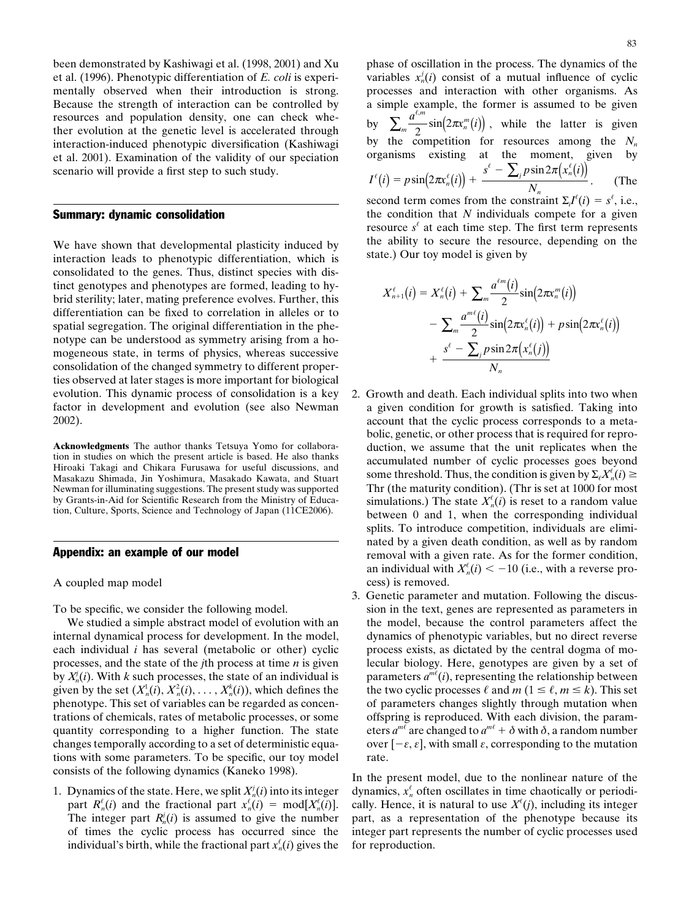been demonstrated by Kashiwagi et al. (1998, 2001) and Xu et al. (1996). Phenotypic differentiation of *E. coli* is experimentally observed when their introduction is strong. Because the strength of interaction can be controlled by resources and population density, one can check whether evolution at the genetic level is accelerated through interaction-induced phenotypic diversification (Kashiwagi et al. 2001). Examination of the validity of our speciation scenario will provide a first step to such study.

## Summary: dynamic consolidation

We have shown that developmental plasticity induced by interaction leads to phenotypic differentiation, which is consolidated to the genes. Thus, distinct species with distinct genotypes and phenotypes are formed, leading to hybrid sterility; later, mating preference evolves. Further, this differentiation can be fixed to correlation in alleles or to spatial segregation. The original differentiation in the phenotype can be understood as symmetry arising from a homogeneous state, in terms of physics, whereas successive consolidation of the changed symmetry to different properties observed at later stages is more important for biological evolution. This dynamic process of consolidation is a key factor in development and evolution (see also Newman 2002).

**Acknowledgments** The author thanks Tetsuya Yomo for collaboration in studies on which the present article is based. He also thanks Hiroaki Takagi and Chikara Furusawa for useful discussions, and Masakazu Shimada, Jin Yoshimura, Masakado Kawata, and Stuart Newman for illuminating suggestions. The present study was supported by Grants-in-Aid for Scientific Research from the Ministry of Education, Culture, Sports, Science and Technology of Japan (11CE2006).

## Appendix: an example of our model

A coupled map model

To be specific, we consider the following model.

We studied a simple abstract model of evolution with an internal dynamical process for development. In the model, each individual $i$ has several (metabolic or other) cyclic processes, and the state of the $j$th process at time $n$ is given by $X_n^j(i)$. With $k$ such processes, the state of an individual is given by the set $(X_n^1(i), X_n^2(i), \ldots, X_n^k(i))$, which defines the phenotype. This set of variables can be regarded as concentrations of chemicals, rates of metabolic processes, or some quantity corresponding to a higher function. The state changes temporally according to a set of deterministic equations with some parameters. To be specific, our toy model consists of the following dynamics (Kaneko 1998).

1. Dynamics of the state. Here, we split $X_n^j(i)$ into its integer part $R_n^\ell(i)$ and the fractional part $x_n^\ell(i) = \mathrm{mod}[X_n^\ell(i)]$. The integer part $R_n^j(i)$ is assumed to give the number of times the cyclic process has occurred since the individual's birth, while the fractional part $x_n^\ell(i)$ gives the phase of oscillation in the process. The dynamics of the variables $x_n^j(i)$ consist of a mutual influence of cyclic processes and interaction with other organisms. As a simple example, the former is assumed to be given by $\sum_m \frac{a^{\ell,m}}{2}\sin\left(2\pi x_n^m(i)\right)$, while the latter is given by the competition for resources among the $N_n$ organisms existing at the moment, given by $I^\ell(i) = p\sin\left(2\pi x_n^\ell(i)\right) + \frac{s^\ell - \sum_j p\sin 2\pi\left(x_n^\ell(i)\right)}{N_n}$. (The second term comes from the constraint $\Sigma_i I^\ell(i) = s^\ell$, i.e., the condition that $N$ individuals compete for a given resource $s^\ell$ at each time step. The first term represents the ability to secure the resource, depending on the state.) Our toy model is given by

$$X_{n+1}^\ell(i) = X_n^\ell(i) + \sum_m \frac{a^{\ell m}(i)}{2}\sin\left(2\pi x_n^m(i)\right) - \sum_m \frac{a^{m\ell}(i)}{2}\sin\left(2\pi x_n^\ell(i)\right) + p\sin\left(2\pi x_n^\ell(i)\right) + \frac{s^\ell - \sum_j p\sin 2\pi\left(x_n^\ell(j)\right)}{N_n}$$

2. Growth and death. Each individual splits into two when a given condition for growth is satisfied. Taking into account that the cyclic process corresponds to a metabolic, genetic, or other process that is required for reproduction, we assume that the unit replicates when the accumulated number of cyclic processes goes beyond some threshold. Thus, the condition is given by $\Sigma_\ell X_n^\ell(i) \geq$ Thr (the maturity condition). (Thr is set at 1000 for most simulations.) The state $X_n^\ell(i)$ is reset to a random value between 0 and 1, when the corresponding individual splits. To introduce competition, individuals are eliminated by a given death condition, as well as by random removal with a given rate. As for the former condition, an individual with $X_n^\ell(i) < -10$ (i.e., with a reverse process) is removed.
3. Genetic parameter and mutation. Following the discussion in the text, genes are represented as parameters in the model, because the control parameters affect the dynamics of phenotypic variables, but no direct reverse process exists, as dictated by the central dogma of molecular biology. Here, genotypes are given by a set of parameters $a^{m\ell}(i)$, representing the relationship between the two cyclic processes $\ell$ and $m$ ($1 \leq \ell, m \leq k$). This set of parameters changes slightly through mutation when offspring is reproduced. With each division, the parameters $a^{m\ell}$ are changed to $a^{m\ell} + \delta$ with $\delta$, a random number over $[-\varepsilon, \varepsilon]$, with small $\varepsilon$, corresponding to the mutation rate.

In the present model, due to the nonlinear nature of the dynamics, $x_n^\ell$ often oscillates in time chaotically or periodically. Hence, it is natural to use $X^\ell(j)$, including its integer part, as a representation of the phenotype because its integer part represents the number of cyclic processes used for reproduction.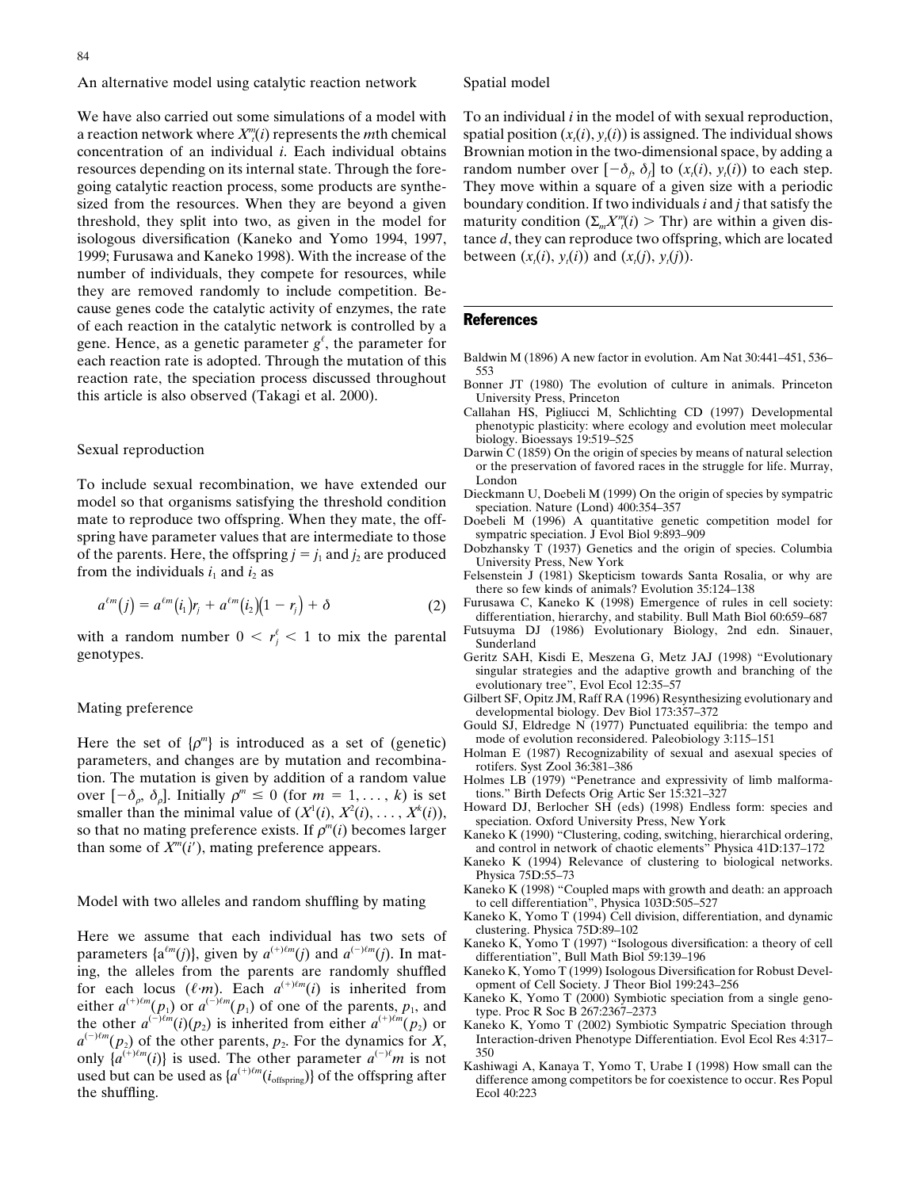### An alternative model using catalytic reaction network

We have also carried out some simulations of a model with a reaction network where $X_i^m(i)$ represents the $m$th chemical concentration of an individual $i$. Each individual obtains resources depending on its internal state. Through the foregoing catalytic reaction process, some products are synthesized from the resources. When they are beyond a given threshold, they split into two, as given in the model for isologous diversification (Kaneko and Yomo 1994, 1997, 1999; Furusawa and Kaneko 1998). With the increase of the number of individuals, they compete for resources, while they are removed randomly to include competition. Because genes code the catalytic activity of enzymes, the rate of each reaction in the catalytic network is controlled by a gene. Hence, as a genetic parameter $g^\ell$, the parameter for each reaction rate is adopted. Through the mutation of this reaction rate, the speciation process discussed throughout this article is also observed (Takagi et al. 2000).

### Sexual reproduction

To include sexual recombination, we have extended our model so that organisms satisfying the threshold condition mate to reproduce two offspring. When they mate, the offspring have parameter values that are intermediate to those of the parents. Here, the offspring $j = j_1$ and $j_2$ are produced from the individuals $i_1$ and $i_2$ as

$$a^{\ell m}(j) = a^{\ell m}(i_1)r_j + a^{\ell m}(i_2)(1 - r_j) + \delta \tag{2}$$

with a random number $0 < r_j^\ell < 1$ to mix the parental genotypes.

### Mating preference

Here the set of $\{\rho^m\}$ is introduced as a set of (genetic) parameters, and changes are by mutation and recombination. The mutation is given by addition of a random value over $[-\delta_\rho, \delta_\rho]$. Initially $\rho^m \leq 0$ (for $m = 1, \ldots, k$) is set smaller than the minimal value of $(X^1(i), X^2(i), \ldots, X^k(i))$, so that no mating preference exists. If $\rho^m(i)$ becomes larger than some of $X^m(i')$, mating preference appears.

### Model with two alleles and random shuffling by mating

Here we assume that each individual has two sets of parameters $\{a^{\ell m}(j)\}$, given by $a^{(+)\ell m}(j)$ and $a^{(-)\ell m}(j)$. In mating, the alleles from the parents are randomly shuffled for each locus $(\ell{\cdot}m)$. Each $a^{(+)\ell m}(i)$ is inherited from either $a^{(+)\ell m}(p_1)$ or $a^{(-)\ell m}(p_1)$ of one of the parents, $p_1$, and the other $a^{(-)\ell m}(i)(p_2)$ is inherited from either $a^{(+)\ell m}(p_2)$ or $a^{(-)\ell m}(p_2)$ of the other parents, $p_2$. For the dynamics for $X$, only $\{a^{(+)\ell m}(i)\}$ is used. The other parameter $a^{(-)\ell}m$ is not used but can be used as $\{a^{(+)\ell m}(i_{\text{offspring}})\}$ of the offspring after the shuffling.

### Spatial model

To an individual $i$ in the model of with sexual reproduction, spatial position $(x_t(i), y_t(i))$ is assigned. The individual shows Brownian motion in the two-dimensional space, by adding a random number over $[-\delta_f, \delta_f]$ to $(x_t(i), y_t(i))$ to each step. They move within a square of a given size with a periodic boundary condition. If two individuals $i$ and $j$ that satisfy the maturity condition $(\Sigma_m X_i^m(i) > \text{Thr})$ are within a given distance $d$, they can reproduce two offspring, which are located between $(x_t(i), y_t(i))$ and $(x_t(j), y_t(j))$.

## References

Baldwin M (1896) A new factor in evolution. Am Nat 30:441–451, 536–553

Bonner JT (1980) The evolution of culture in animals. Princeton University Press, Princeton

Callahan HS, Pigliucci M, Schlichting CD (1997) Developmental phenotypic plasticity: where ecology and evolution meet molecular biology. Bioessays 19:519–525

Darwin C (1859) On the origin of species by means of natural selection or the preservation of favored races in the struggle for life. Murray, London

Dieckmann U, Doebeli M (1999) On the origin of species by sympatric speciation. Nature (Lond) 400:354–357

Doebeli M (1996) A quantitative genetic competition model for sympatric speciation. J Evol Biol 9:893–909

Dobzhansky T (1937) Genetics and the origin of species. Columbia University Press, New York

Felsenstein J (1981) Skepticism towards Santa Rosalia, or why are there so few kinds of animals? Evolution 35:124–138

Furusawa C, Kaneko K (1998) Emergence of rules in cell society: differentiation, hierarchy, and stability. Bull Math Biol 60:659–687

Futsuyma DJ (1986) Evolutionary Biology, 2nd edn. Sinauer, Sunderland

Geritz SAH, Kisdi E, Meszena G, Metz JAJ (1998) "Evolutionary singular strategies and the adaptive growth and branching of the evolutionary tree", Evol Ecol 12:35–57

Gilbert SF, Opitz JM, Raff RA (1996) Resynthesizing evolutionary and developmental biology. Dev Biol 173:357–372

Gould SJ, Eldredge N (1977) Punctuated equilibria: the tempo and mode of evolution reconsidered. Paleobiology 3:115–151

Holman E (1987) Recognizability of sexual and asexual species of rotifers. Syst Zool 36:381–386

Holmes LB (1979) "Penetrance and expressivity of limb malformations." Birth Defects Orig Artic Ser 15:321–327

Howard DJ, Berlocher SH (eds) (1998) Endless form: species and speciation. Oxford University Press, New York

Kaneko K (1990) "Clustering, coding, switching, hierarchical ordering, and control in network of chaotic elements" Physica 41D:137–172

Kaneko K (1994) Relevance of clustering to biological networks. Physica 75D:55–73

Kaneko K (1998) "Coupled maps with growth and death: an approach to cell differentiation", Physica 103D:505–527

Kaneko K, Yomo T (1994) Cell division, differentiation, and dynamic clustering. Physica 75D:89–102

Kaneko K, Yomo T (1997) "Isologous diversification: a theory of cell differentiation", Bull Math Biol 59:139–196

Kaneko K, Yomo T (1999) Isologous Diversification for Robust Development of Cell Society. J Theor Biol 199:243–256

Kaneko K, Yomo T (2000) Symbiotic speciation from a single genotype. Proc R Soc B 267:2367–2373

Kaneko K, Yomo T (2002) Symbiotic Sympatric Speciation through Interaction-driven Phenotype Differentiation. Evol Ecol Res 4:317–350

Kashiwagi A, Kanaya T, Yomo T, Urabe I (1998) How small can the difference among competitors be for coexistence to occur. Res Popul Ecol 40:223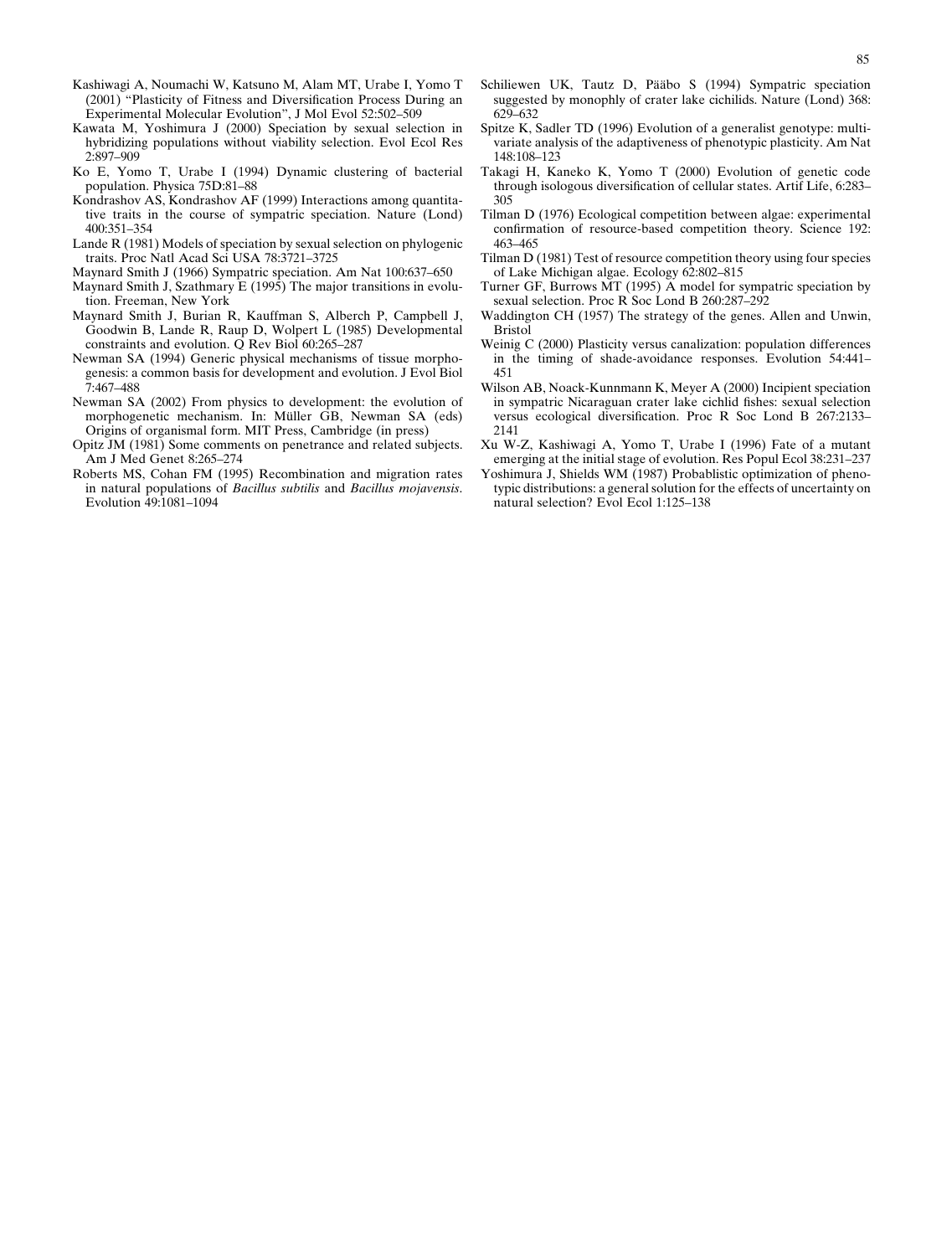Kashiwagi A, Noumachi W, Katsuno M, Alam MT, Urabe I, Yomo T (2001) "Plasticity of Fitness and Diversification Process During an Experimental Molecular Evolution", J Mol Evol 52:502–509

Kawata M, Yoshimura J (2000) Speciation by sexual selection in hybridizing populations without viability selection. Evol Ecol Res 2:897–909

Ko E, Yomo T, Urabe I (1994) Dynamic clustering of bacterial population. Physica 75D:81–88

Kondrashov AS, Kondrashov AF (1999) Interactions among quantitative traits in the course of sympatric speciation. Nature (Lond) 400:351–354

Lande R (1981) Models of speciation by sexual selection on phylogenic traits. Proc Natl Acad Sci USA 78:3721–3725

Maynard Smith J (1966) Sympatric speciation. Am Nat 100:637–650

Maynard Smith J, Szathmary E (1995) The major transitions in evolution. Freeman, New York

Maynard Smith J, Burian R, Kauffman S, Alberch P, Campbell J, Goodwin B, Lande R, Raup D, Wolpert L (1985) Developmental constraints and evolution. Q Rev Biol 60:265–287

Newman SA (1994) Generic physical mechanisms of tissue morphogenesis: a common basis for development and evolution. J Evol Biol 7:467–488

Newman SA (2002) From physics to development: the evolution of morphogenetic mechanism. In: Müller GB, Newman SA (eds) Origins of organismal form. MIT Press, Cambridge (in press)

Opitz JM (1981) Some comments on penetrance and related subjects. Am J Med Genet 8:265–274

Roberts MS, Cohan FM (1995) Recombination and migration rates in natural populations of *Bacillus subtilis* and *Bacillus mojavensis*. Evolution 49:1081–1094

Schiliewen UK, Tautz D, Pääbo S (1994) Sympatric speciation suggested by monophly of crater lake cichilids. Nature (Lond) 368: 629–632

Spitze K, Sadler TD (1996) Evolution of a generalist genotype: multivariate analysis of the adaptiveness of phenotypic plasticity. Am Nat 148:108–123

Takagi H, Kaneko K, Yomo T (2000) Evolution of genetic code through isologous diversification of cellular states. Artif Life, 6:283–305

Tilman D (1976) Ecological competition between algae: experimental confirmation of resource-based competition theory. Science 192: 463–465

Tilman D (1981) Test of resource competition theory using four species of Lake Michigan algae. Ecology 62:802–815

Turner GF, Burrows MT (1995) A model for sympatric speciation by sexual selection. Proc R Soc Lond B 260:287–292

Waddington CH (1957) The strategy of the genes. Allen and Unwin, Bristol

Weinig C (2000) Plasticity versus canalization: population differences in the timing of shade-avoidance responses. Evolution 54:441–451

Wilson AB, Noack-Kunnmann K, Meyer A (2000) Incipient speciation in sympatric Nicaraguan crater lake cichlid fishes: sexual selection versus ecological diversification. Proc R Soc Lond B 267:2133–2141

Xu W-Z, Kashiwagi A, Yomo T, Urabe I (1996) Fate of a mutant emerging at the initial stage of evolution. Res Popul Ecol 38:231–237

Yoshimura J, Shields WM (1987) Probablistic optimization of phenotypic distributions: a general solution for the effects of uncertainty on natural selection? Evol Ecol 1:125–138